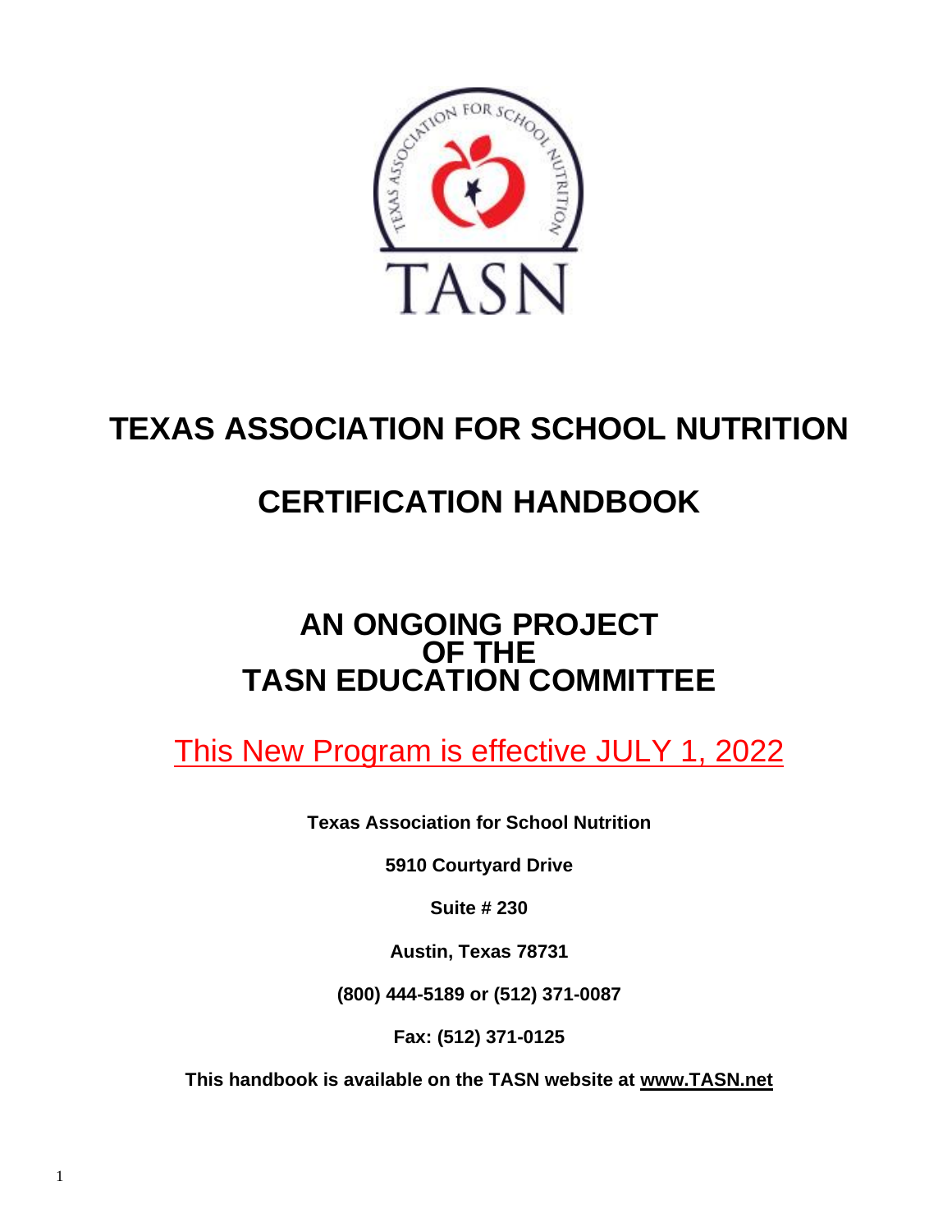# TEXAS ASSOCIATION FOR SCHOOL NUTRITION

# CERTIFICATION HANDBOOK

## AN ONGOING PROJECT OF THE TASN EDUCATION COMMITTEE

This New Program is effective JULY 1, 2022

**Texas Association for School Nutrition**

**5910 Courtyard Drive**

**Suite # 230**

**Austin, Texas 78731**

**(800) 444-5189 or (512) 371-0087**

**Fax: (512) 371-0125**

**This handbook is available on the TASN website at www.TASN.net**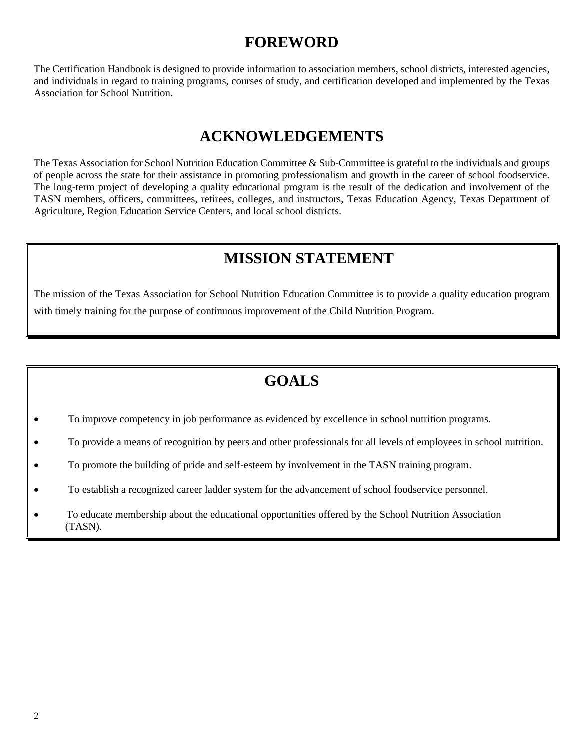# FOREWORD

The Certification Handbook is designed to provide information to association members, school districts, interested agencies, and individuals in regard to training programs, courses of study, and certification developed and implemented by the Texas Association for School Nutrition.

# ACKNOWLEDGEMENTS

The Texas Association for School Nutrition Education Committee & Sub-Committee is grateful to the individuals and groups of people across the state for their assistance in promoting professionalism and growth in the career of school foodservice. The long-term project of developing a quality educational program is the result of the dedication and involvement of the TASN members, officers, committees, retirees, colleges, and instructors, Texas Education Agency, Texas Department of Agriculture, Region Education Service Centers, and local school districts.

# MISSION STATEMENT

The mission of the Texas Association for School Nutrition Education Committee is to provide a quality education program with timely training for the purpose of continuous improvement of the Child Nutrition Program.

# GOALS

- To improve competency in job performance as evidenced by excellence in school nutrition programs.
- To provide a means of recognition by peers and other professionals for all levels of employees in school nutrition.
- To promote the building of pride and self-esteem by involvement in the TASN training program.
- To establish a recognized career ladder system for the advancement of school foodservice personnel.
- To educate membership about the educational opportunities offered by the School Nutrition Association (TASN).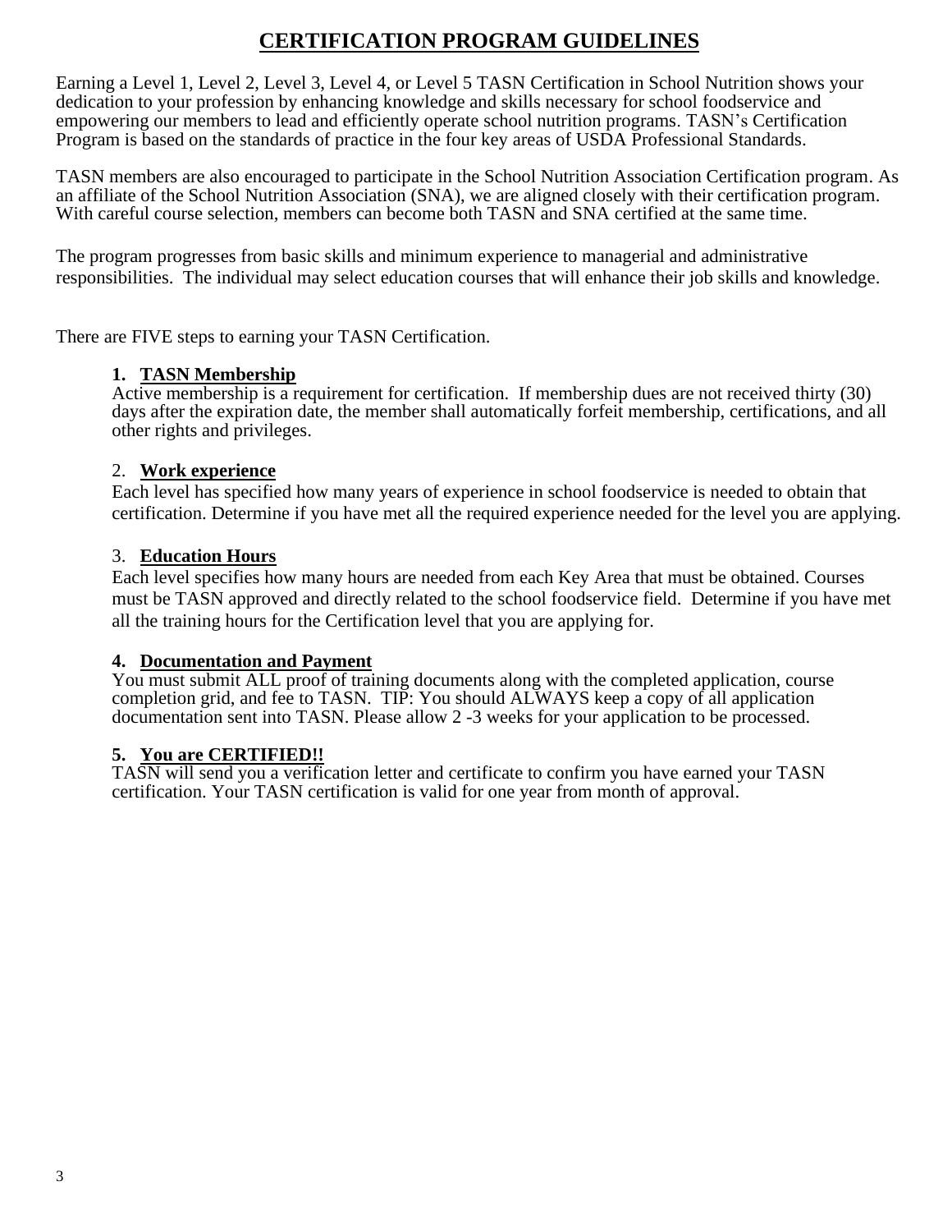# CERTIFICATION PROGRAM GUIDELINES

Earning a Level 1, Level 2, Level 3, Level 4, or Level 5 TASN Certification in School Nutrition shows your dedication to your profession by enhancing knowledge and skills necessary for school foodservice and empowering our members to lead and efficiently operate school nutrition programs. TASN's Certification Program is based on the standards of practice in the four key areas of USDA Professional Standards.

TASN members are also encouraged to participate in the School Nutrition Association Certification program. As an affiliate of the School Nutrition Association (SNA), we are aligned closely with their certification program. With careful course selection, members can become both TASN and SNA certified at the same time.

The program progresses from basic skills and minimum experience to managerial and administrative responsibilities. The individual may select education courses that will enhance their job skills and knowledge.

There are FIVE steps to earning your TASN Certification.

1. **TASN Membership**
   Active membership is a requirement for certification. If membership dues are not received thirty (30) days after the expiration date, the member shall automatically forfeit membership, certifications, and all other rights and privileges.

2. **Work experience**
   Each level has specified how many years of experience in school foodservice is needed to obtain that certification. Determine if you have met all the required experience needed for the level you are applying.

3. **Education Hours**
   Each level specifies how many hours are needed from each Key Area that must be obtained. Courses must be TASN approved and directly related to the school foodservice field. Determine if you have met all the training hours for the Certification level that you are applying for.

4. **Documentation and Payment**
   You must submit ALL proof of training documents along with the completed application, course completion grid, and fee to TASN. TIP: You should ALWAYS keep a copy of all application documentation sent into TASN. Please allow 2 -3 weeks for your application to be processed.

5. **You are CERTIFIED!!**
   TASN will send you a verification letter and certificate to confirm you have earned your TASN certification. Your TASN certification is valid for one year from month of approval.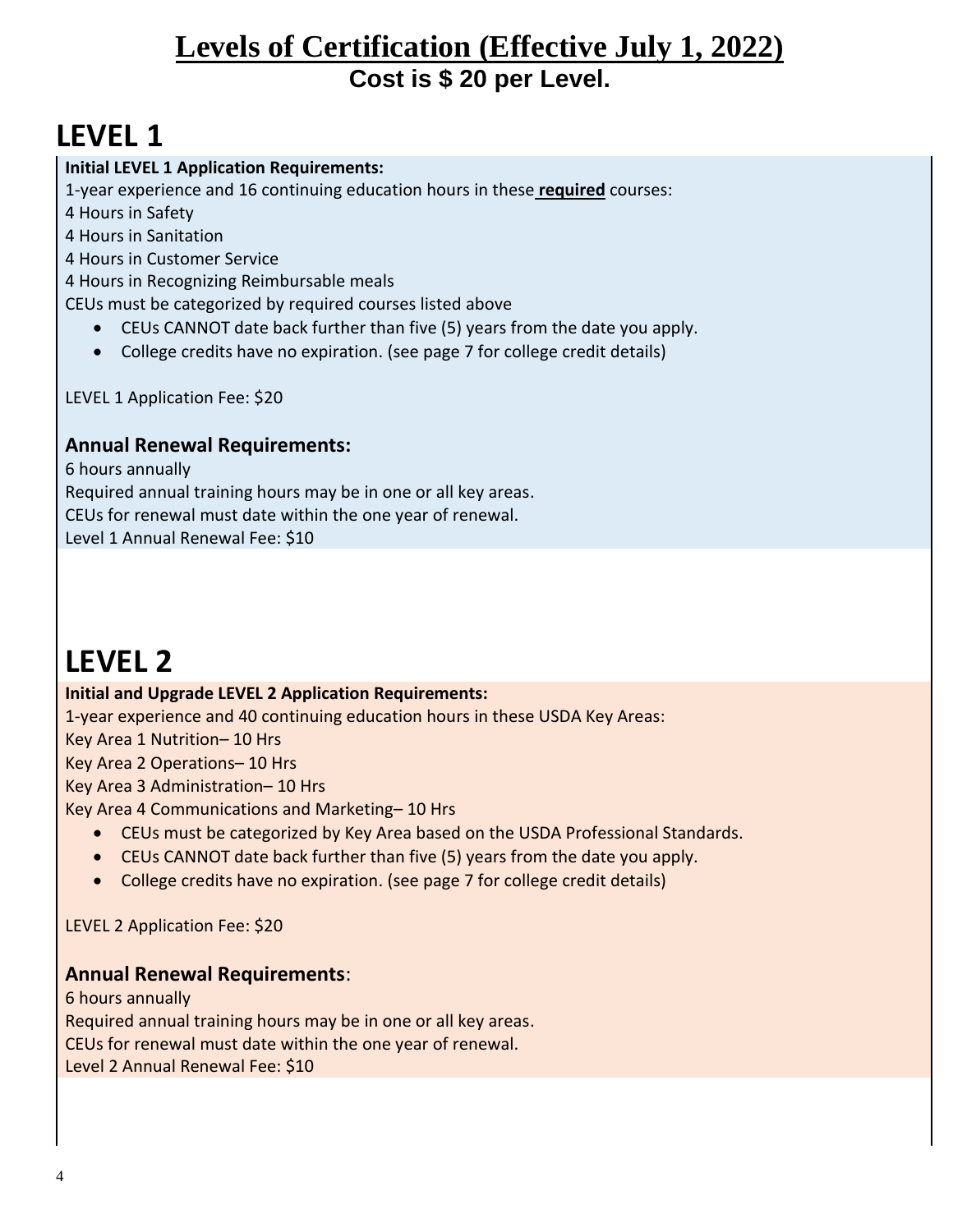# <u>Levels of Certification (Effective July 1, 2022)</u>

**Cost is $ 20 per Level.**

## LEVEL 1

**Initial LEVEL 1 Application Requirements:**

1-year experience and 16 continuing education hours in these **<u>required</u>** courses:

4 Hours in Safety

4 Hours in Sanitation

4 Hours in Customer Service

4 Hours in Recognizing Reimbursable meals

CEUs must be categorized by required courses listed above

- CEUs CANNOT date back further than five (5) years from the date you apply.
- College credits have no expiration. (see page 7 for college credit details)

LEVEL 1 Application Fee: $20

### Annual Renewal Requirements:

6 hours annually

Required annual training hours may be in one or all key areas.

CEUs for renewal must date within the one year of renewal.

Level 1 Annual Renewal Fee: $10

## LEVEL 2

**Initial and Upgrade LEVEL 2 Application Requirements:**

1-year experience and 40 continuing education hours in these USDA Key Areas:

Key Area 1 Nutrition– 10 Hrs

Key Area 2 Operations– 10 Hrs

Key Area 3 Administration– 10 Hrs

Key Area 4 Communications and Marketing– 10 Hrs

- CEUs must be categorized by Key Area based on the USDA Professional Standards.
- CEUs CANNOT date back further than five (5) years from the date you apply.
- College credits have no expiration. (see page 7 for college credit details)

LEVEL 2 Application Fee: $20

### Annual Renewal Requirements:

6 hours annually

Required annual training hours may be in one or all key areas.

CEUs for renewal must date within the one year of renewal.

Level 2 Annual Renewal Fee: $10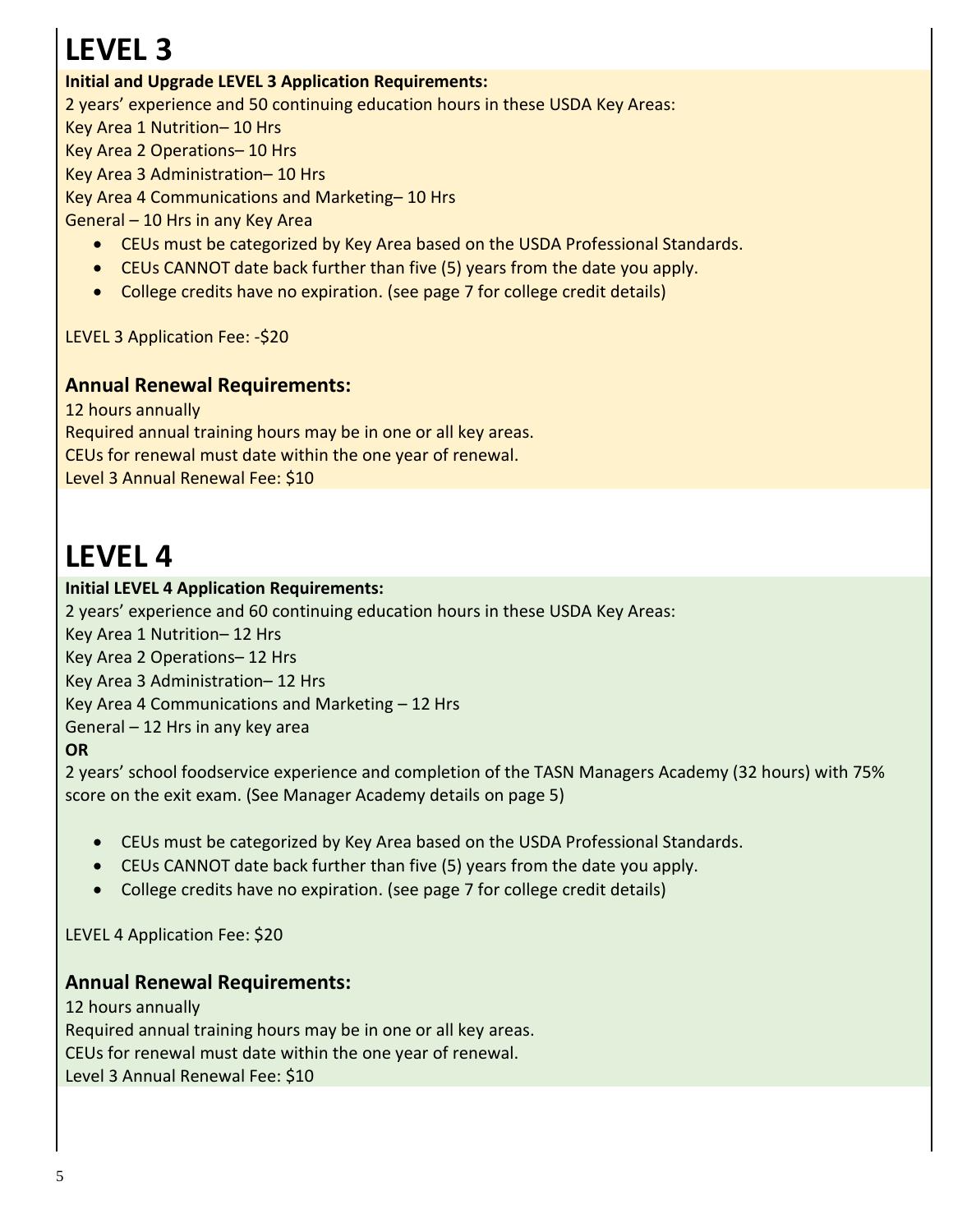# LEVEL 3

**Initial and Upgrade LEVEL 3 Application Requirements:**

2 years' experience and 50 continuing education hours in these USDA Key Areas:

Key Area 1 Nutrition– 10 Hrs

Key Area 2 Operations– 10 Hrs

Key Area 3 Administration– 10 Hrs

Key Area 4 Communications and Marketing– 10 Hrs

General – 10 Hrs in any Key Area

- CEUs must be categorized by Key Area based on the USDA Professional Standards.
- CEUs CANNOT date back further than five (5) years from the date you apply.
- College credits have no expiration. (see page 7 for college credit details)

LEVEL 3 Application Fee: -$20

## Annual Renewal Requirements:

12 hours annually

Required annual training hours may be in one or all key areas.

CEUs for renewal must date within the one year of renewal.

Level 3 Annual Renewal Fee: $10

# LEVEL 4

**Initial LEVEL 4 Application Requirements:**

2 years' experience and 60 continuing education hours in these USDA Key Areas:

Key Area 1 Nutrition– 12 Hrs

Key Area 2 Operations– 12 Hrs

Key Area 3 Administration– 12 Hrs

Key Area 4 Communications and Marketing – 12 Hrs

General – 12 Hrs in any key area

**OR**

2 years' school foodservice experience and completion of the TASN Managers Academy (32 hours) with 75% score on the exit exam. (See Manager Academy details on page 5)

- CEUs must be categorized by Key Area based on the USDA Professional Standards.
- CEUs CANNOT date back further than five (5) years from the date you apply.
- College credits have no expiration. (see page 7 for college credit details)

LEVEL 4 Application Fee: $20

## Annual Renewal Requirements:

12 hours annually

Required annual training hours may be in one or all key areas.

CEUs for renewal must date within the one year of renewal.

Level 3 Annual Renewal Fee: $10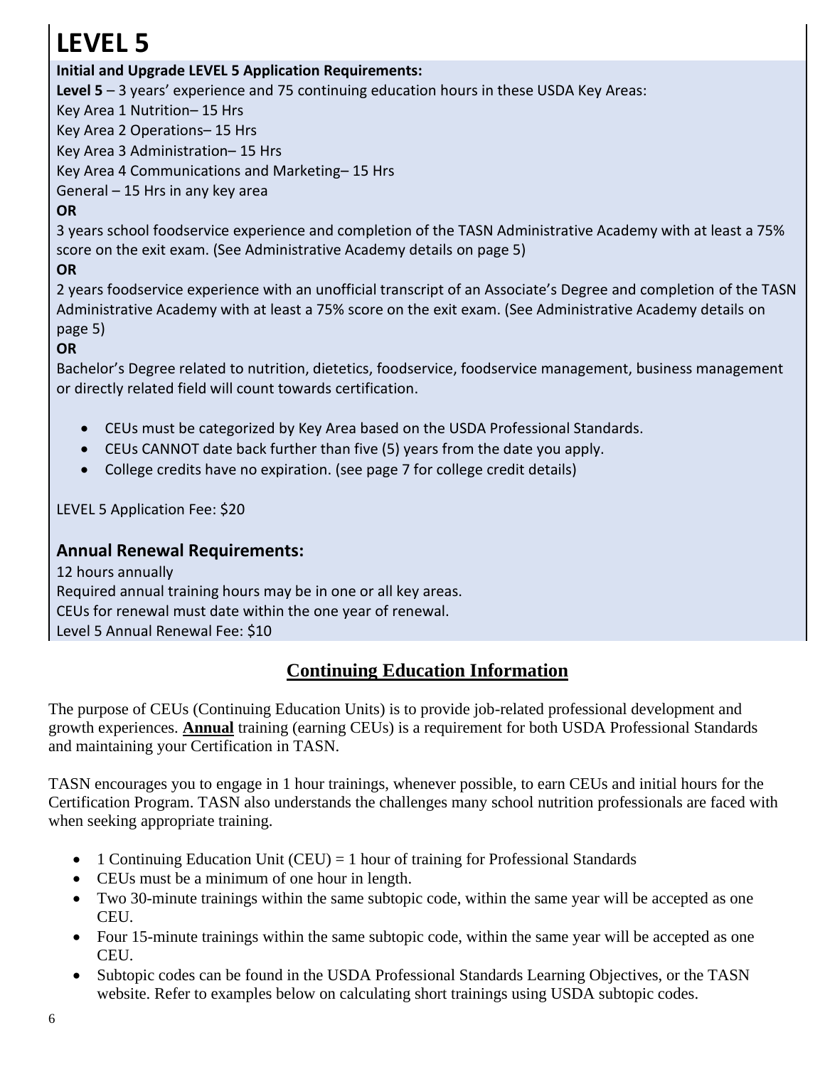# LEVEL 5

**Initial and Upgrade LEVEL 5 Application Requirements:**

**Level 5** – 3 years' experience and 75 continuing education hours in these USDA Key Areas:

Key Area 1 Nutrition– 15 Hrs
Key Area 2 Operations– 15 Hrs
Key Area 3 Administration– 15 Hrs
Key Area 4 Communications and Marketing– 15 Hrs
General – 15 Hrs in any key area

**OR**

3 years school foodservice experience and completion of the TASN Administrative Academy with at least a 75% score on the exit exam. (See Administrative Academy details on page 5)

**OR**

2 years foodservice experience with an unofficial transcript of an Associate's Degree and completion of the TASN Administrative Academy with at least a 75% score on the exit exam. (See Administrative Academy details on page 5)

**OR**

Bachelor's Degree related to nutrition, dietetics, foodservice, foodservice management, business management or directly related field will count towards certification.

- CEUs must be categorized by Key Area based on the USDA Professional Standards.
- CEUs CANNOT date back further than five (5) years from the date you apply.
- College credits have no expiration. (see page 7 for college credit details)

LEVEL 5 Application Fee: $20

## Annual Renewal Requirements:

12 hours annually
Required annual training hours may be in one or all key areas.
CEUs for renewal must date within the one year of renewal.
Level 5 Annual Renewal Fee: $10

## Continuing Education Information

The purpose of CEUs (Continuing Education Units) is to provide job-related professional development and growth experiences. **Annual** training (earning CEUs) is a requirement for both USDA Professional Standards and maintaining your Certification in TASN.

TASN encourages you to engage in 1 hour trainings, whenever possible, to earn CEUs and initial hours for the Certification Program. TASN also understands the challenges many school nutrition professionals are faced with when seeking appropriate training.

- 1 Continuing Education Unit (CEU) = 1 hour of training for Professional Standards
- CEUs must be a minimum of one hour in length.
- Two 30-minute trainings within the same subtopic code, within the same year will be accepted as one CEU.
- Four 15-minute trainings within the same subtopic code, within the same year will be accepted as one CEU.
- Subtopic codes can be found in the USDA Professional Standards Learning Objectives, or the TASN website. Refer to examples below on calculating short trainings using USDA subtopic codes.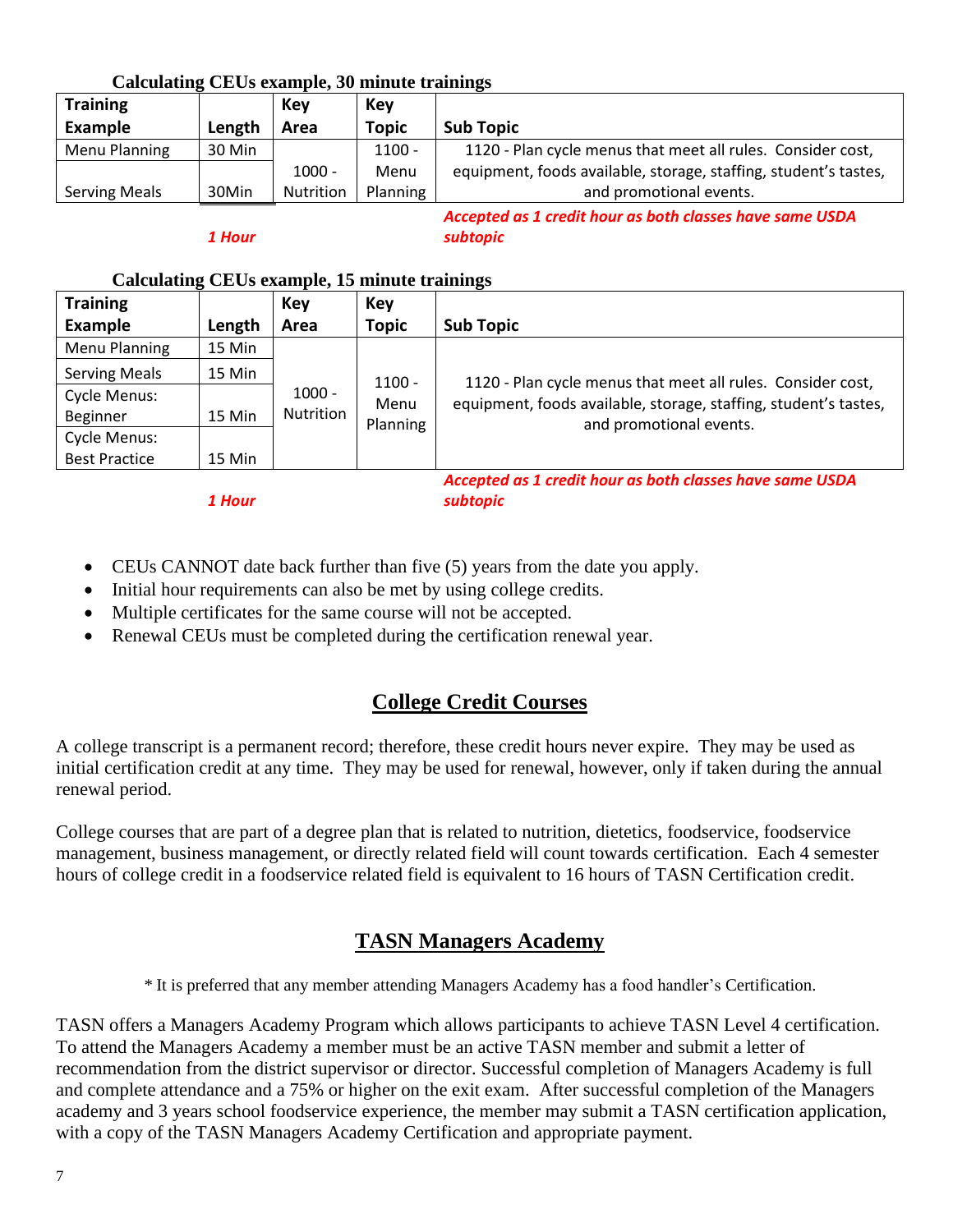**Calculating CEUs example, 30 minute trainings**

| Training Example | Length | Key Area | Key Topic | Sub Topic |
|---|---|---|---|---|
| Menu Planning | 30 Min | 1000 - Nutrition | 1100 - Menu Planning | 1120 - Plan cycle menus that meet all rules. Consider cost, equipment, foods available, storage, staffing, student's tastes, and promotional events. |
| Serving Meals | 30Min | | | |
| | ***1 Hour*** | | | ***Accepted as 1 credit hour as both classes have same USDA subtopic*** |

**Calculating CEUs example, 15 minute trainings**

| Training Example | Length | Key Area | Key Topic | Sub Topic |
|---|---|---|---|---|
| Menu Planning | 15 Min | 1000 - Nutrition | 1100 - Menu Planning | 1120 - Plan cycle menus that meet all rules. Consider cost, equipment, foods available, storage, staffing, student's tastes, and promotional events. |
| Serving Meals | 15 Min | | | |
| Cycle Menus: Beginner | 15 Min | | | |
| Cycle Menus: Best Practice | 15 Min | | | |
| | ***1 Hour*** | | | ***Accepted as 1 credit hour as both classes have same USDA subtopic*** |

- CEUs CANNOT date back further than five (5) years from the date you apply.
- Initial hour requirements can also be met by using college credits.
- Multiple certificates for the same course will not be accepted.
- Renewal CEUs must be completed during the certification renewal year.

## College Credit Courses

A college transcript is a permanent record; therefore, these credit hours never expire. They may be used as initial certification credit at any time. They may be used for renewal, however, only if taken during the annual renewal period.

College courses that are part of a degree plan that is related to nutrition, dietetics, foodservice, foodservice management, business management, or directly related field will count towards certification. Each 4 semester hours of college credit in a foodservice related field is equivalent to 16 hours of TASN Certification credit.

## TASN Managers Academy

* It is preferred that any member attending Managers Academy has a food handler's Certification.

TASN offers a Managers Academy Program which allows participants to achieve TASN Level 4 certification. To attend the Managers Academy a member must be an active TASN member and submit a letter of recommendation from the district supervisor or director. Successful completion of Managers Academy is full and complete attendance and a 75% or higher on the exit exam. After successful completion of the Managers academy and 3 years school foodservice experience, the member may submit a TASN certification application, with a copy of the TASN Managers Academy Certification and appropriate payment.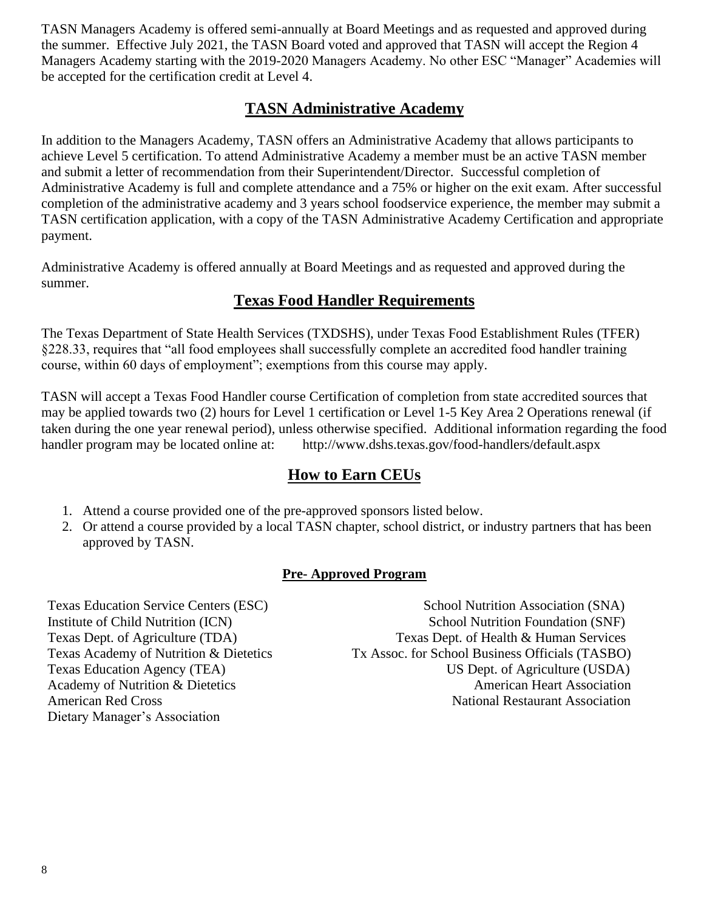TASN Managers Academy is offered semi-annually at Board Meetings and as requested and approved during the summer. Effective July 2021, the TASN Board voted and approved that TASN will accept the Region 4 Managers Academy starting with the 2019-2020 Managers Academy. No other ESC "Manager" Academies will be accepted for the certification credit at Level 4.

## TASN Administrative Academy

In addition to the Managers Academy, TASN offers an Administrative Academy that allows participants to achieve Level 5 certification. To attend Administrative Academy a member must be an active TASN member and submit a letter of recommendation from their Superintendent/Director. Successful completion of Administrative Academy is full and complete attendance and a 75% or higher on the exit exam. After successful completion of the administrative academy and 3 years school foodservice experience, the member may submit a TASN certification application, with a copy of the TASN Administrative Academy Certification and appropriate payment.

Administrative Academy is offered annually at Board Meetings and as requested and approved during the summer.

## Texas Food Handler Requirements

The Texas Department of State Health Services (TXDSHS), under Texas Food Establishment Rules (TFER) §228.33, requires that "all food employees shall successfully complete an accredited food handler training course, within 60 days of employment"; exemptions from this course may apply.

TASN will accept a Texas Food Handler course Certification of completion from state accredited sources that may be applied towards two (2) hours for Level 1 certification or Level 1-5 Key Area 2 Operations renewal (if taken during the one year renewal period), unless otherwise specified. Additional information regarding the food handler program may be located online at: http://www.dshs.texas.gov/food-handlers/default.aspx

## How to Earn CEUs

1. Attend a course provided one of the pre-approved sponsors listed below.
2. Or attend a course provided by a local TASN chapter, school district, or industry partners that has been approved by TASN.

### Pre- Approved Program

- Texas Education Service Centers (ESC)
- Institute of Child Nutrition (ICN)
- Texas Dept. of Agriculture (TDA)
- Texas Academy of Nutrition & Dietetics
- Texas Education Agency (TEA)
- Academy of Nutrition & Dietetics
- American Red Cross
- Dietary Manager's Association
- School Nutrition Association (SNA)
- School Nutrition Foundation (SNF)
- Texas Dept. of Health & Human Services
- Tx Assoc. for School Business Officials (TASBO)
- US Dept. of Agriculture (USDA)
- American Heart Association
- National Restaurant Association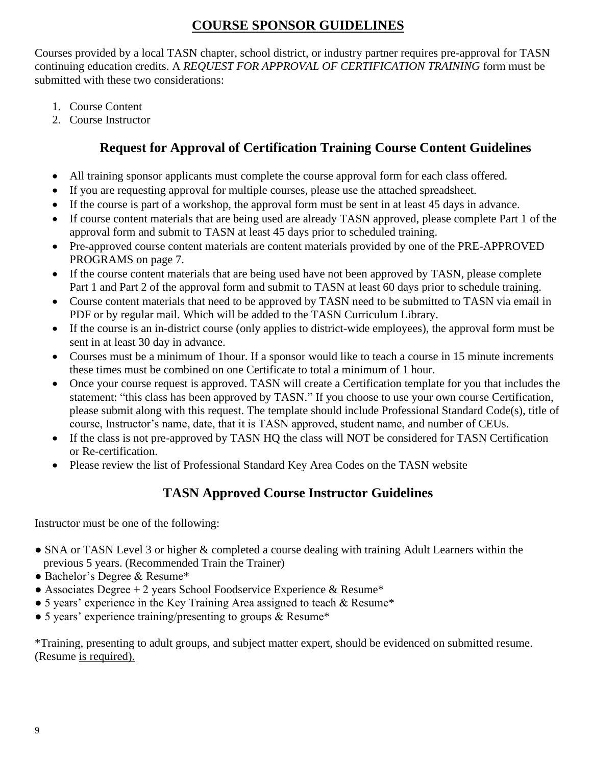# COURSE SPONSOR GUIDELINES

Courses provided by a local TASN chapter, school district, or industry partner requires pre-approval for TASN continuing education credits. A *REQUEST FOR APPROVAL OF CERTIFICATION TRAINING* form must be submitted with these two considerations:

1. Course Content
2. Course Instructor

## Request for Approval of Certification Training Course Content Guidelines

- All training sponsor applicants must complete the course approval form for each class offered.
- If you are requesting approval for multiple courses, please use the attached spreadsheet.
- If the course is part of a workshop, the approval form must be sent in at least 45 days in advance.
- If course content materials that are being used are already TASN approved, please complete Part 1 of the approval form and submit to TASN at least 45 days prior to scheduled training.
- Pre-approved course content materials are content materials provided by one of the PRE-APPROVED PROGRAMS on page 7.
- If the course content materials that are being used have not been approved by TASN, please complete Part 1 and Part 2 of the approval form and submit to TASN at least 60 days prior to schedule training.
- Course content materials that need to be approved by TASN need to be submitted to TASN via email in PDF or by regular mail. Which will be added to the TASN Curriculum Library.
- If the course is an in-district course (only applies to district-wide employees), the approval form must be sent in at least 30 day in advance.
- Courses must be a minimum of 1hour. If a sponsor would like to teach a course in 15 minute increments these times must be combined on one Certificate to total a minimum of 1 hour.
- Once your course request is approved. TASN will create a Certification template for you that includes the statement: "this class has been approved by TASN." If you choose to use your own course Certification, please submit along with this request. The template should include Professional Standard Code(s), title of course, Instructor's name, date, that it is TASN approved, student name, and number of CEUs.
- If the class is not pre-approved by TASN HQ the class will NOT be considered for TASN Certification or Re-certification.
- Please review the list of Professional Standard Key Area Codes on the TASN website

## TASN Approved Course Instructor Guidelines

Instructor must be one of the following:

- SNA or TASN Level 3 or higher & completed a course dealing with training Adult Learners within the previous 5 years. (Recommended Train the Trainer)
- Bachelor's Degree & Resume*
- Associates Degree + 2 years School Foodservice Experience & Resume*
- 5 years' experience in the Key Training Area assigned to teach & Resume*
- 5 years' experience training/presenting to groups & Resume*

*Training, presenting to adult groups, and subject matter expert, should be evidenced on submitted resume. (Resume is required).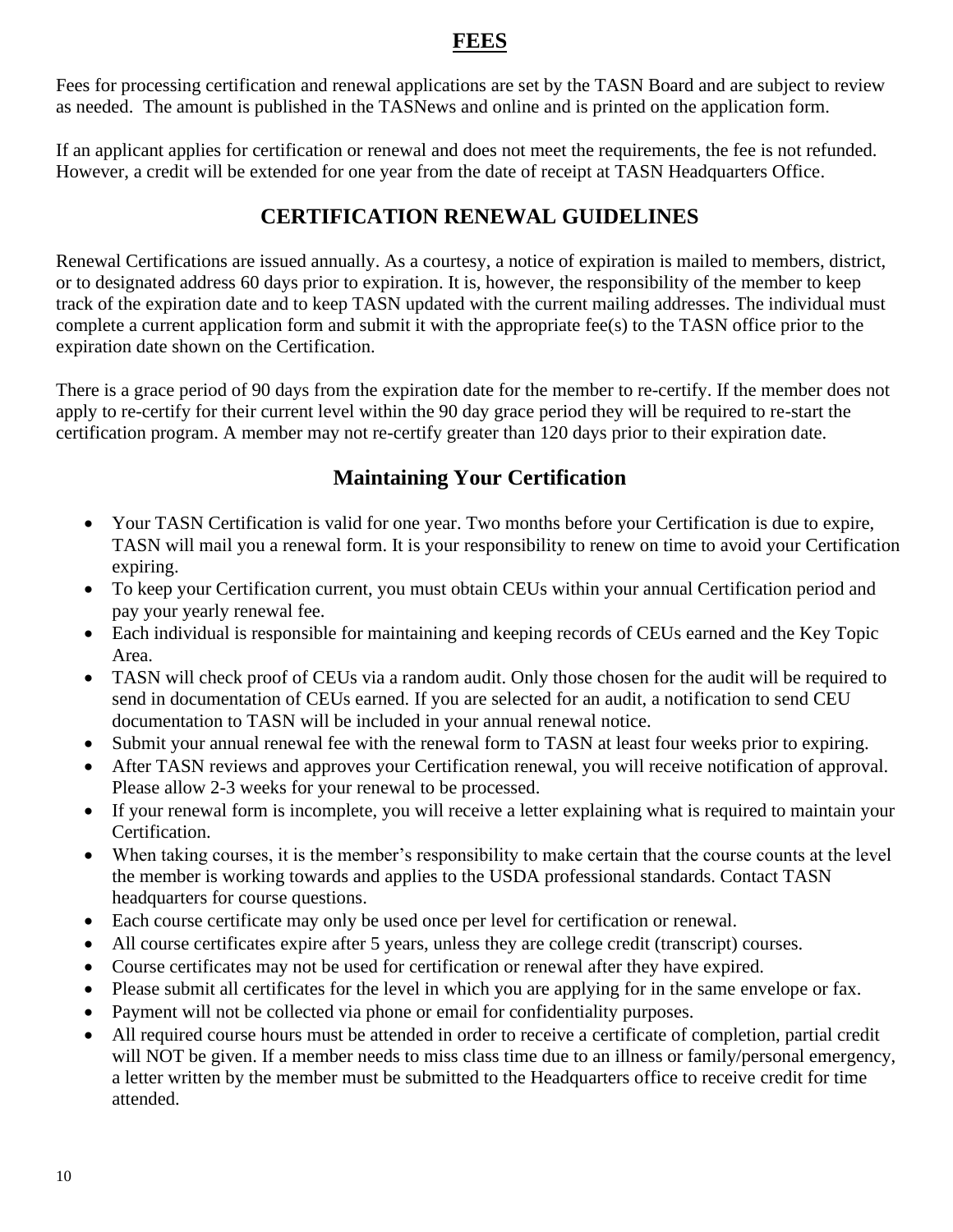## FEES

Fees for processing certification and renewal applications are set by the TASN Board and are subject to review as needed. The amount is published in the TASNews and online and is printed on the application form.

If an applicant applies for certification or renewal and does not meet the requirements, the fee is not refunded. However, a credit will be extended for one year from the date of receipt at TASN Headquarters Office.

## CERTIFICATION RENEWAL GUIDELINES

Renewal Certifications are issued annually. As a courtesy, a notice of expiration is mailed to members, district, or to designated address 60 days prior to expiration. It is, however, the responsibility of the member to keep track of the expiration date and to keep TASN updated with the current mailing addresses. The individual must complete a current application form and submit it with the appropriate fee(s) to the TASN office prior to the expiration date shown on the Certification.

There is a grace period of 90 days from the expiration date for the member to re-certify. If the member does not apply to re-certify for their current level within the 90 day grace period they will be required to re-start the certification program. A member may not re-certify greater than 120 days prior to their expiration date.

## Maintaining Your Certification

- Your TASN Certification is valid for one year. Two months before your Certification is due to expire, TASN will mail you a renewal form. It is your responsibility to renew on time to avoid your Certification expiring.
- To keep your Certification current, you must obtain CEUs within your annual Certification period and pay your yearly renewal fee.
- Each individual is responsible for maintaining and keeping records of CEUs earned and the Key Topic Area.
- TASN will check proof of CEUs via a random audit. Only those chosen for the audit will be required to send in documentation of CEUs earned. If you are selected for an audit, a notification to send CEU documentation to TASN will be included in your annual renewal notice.
- Submit your annual renewal fee with the renewal form to TASN at least four weeks prior to expiring.
- After TASN reviews and approves your Certification renewal, you will receive notification of approval. Please allow 2-3 weeks for your renewal to be processed.
- If your renewal form is incomplete, you will receive a letter explaining what is required to maintain your Certification.
- When taking courses, it is the member's responsibility to make certain that the course counts at the level the member is working towards and applies to the USDA professional standards. Contact TASN headquarters for course questions.
- Each course certificate may only be used once per level for certification or renewal.
- All course certificates expire after 5 years, unless they are college credit (transcript) courses.
- Course certificates may not be used for certification or renewal after they have expired.
- Please submit all certificates for the level in which you are applying for in the same envelope or fax.
- Payment will not be collected via phone or email for confidentiality purposes.
- All required course hours must be attended in order to receive a certificate of completion, partial credit will NOT be given. If a member needs to miss class time due to an illness or family/personal emergency, a letter written by the member must be submitted to the Headquarters office to receive credit for time attended.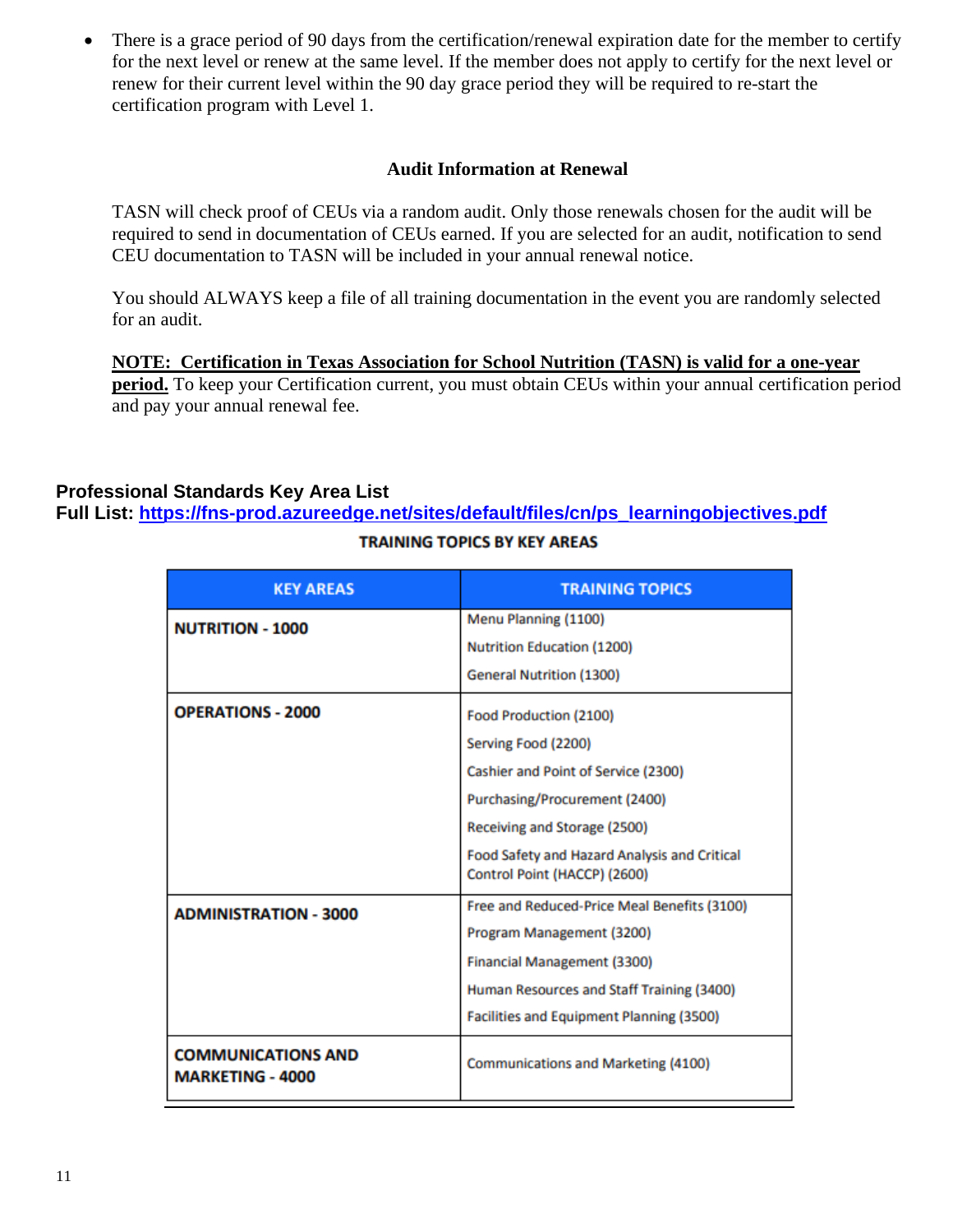- There is a grace period of 90 days from the certification/renewal expiration date for the member to certify for the next level or renew at the same level. If the member does not apply to certify for the next level or renew for their current level within the 90 day grace period they will be required to re-start the certification program with Level 1.

### Audit Information at Renewal

TASN will check proof of CEUs via a random audit. Only those renewals chosen for the audit will be required to send in documentation of CEUs earned. If you are selected for an audit, notification to send CEU documentation to TASN will be included in your annual renewal notice.

You should ALWAYS keep a file of all training documentation in the event you are randomly selected for an audit.

**NOTE: Certification in Texas Association for School Nutrition (TASN) is valid for a one-year period.** To keep your Certification current, you must obtain CEUs within your annual certification period and pay your annual renewal fee.

## Professional Standards Key Area List

**Full List: https://fns-prod.azureedge.net/sites/default/files/cn/ps_learningobjectives.pdf**

**TRAINING TOPICS BY KEY AREAS**

| KEY AREAS | TRAINING TOPICS |
|---|---|
| **NUTRITION - 1000** | Menu Planning (1100)<br>Nutrition Education (1200)<br>General Nutrition (1300) |
| **OPERATIONS - 2000** | Food Production (2100)<br>Serving Food (2200)<br>Cashier and Point of Service (2300)<br>Purchasing/Procurement (2400)<br>Receiving and Storage (2500)<br>Food Safety and Hazard Analysis and Critical Control Point (HACCP) (2600) |
| **ADMINISTRATION - 3000** | Free and Reduced-Price Meal Benefits (3100)<br>Program Management (3200)<br>Financial Management (3300)<br>Human Resources and Staff Training (3400)<br>Facilities and Equipment Planning (3500) |
| **COMMUNICATIONS AND MARKETING - 4000** | Communications and Marketing (4100) |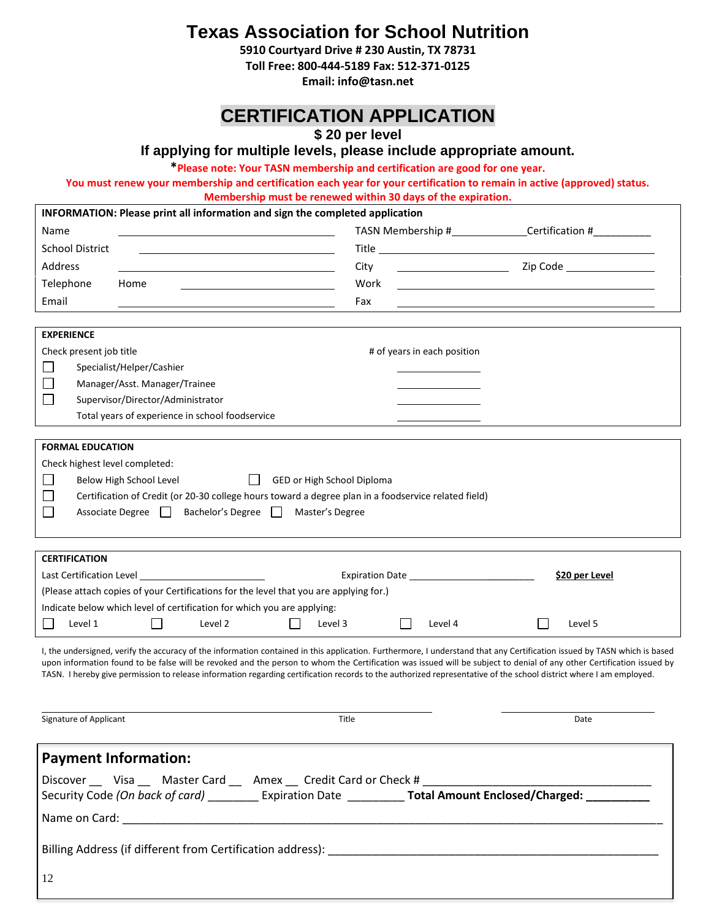# Texas Association for School Nutrition

**5910 Courtyard Drive # 230 Austin, TX 78731**
**Toll Free: 800-444-5189 Fax: 512-371-0125**
**Email: info@tasn.net**

## CERTIFICATION APPLICATION

**$ 20 per level**

**If applying for multiple levels, please include appropriate amount.**

***Please note: Your TASN membership and certification are good for one year.**
**You must renew your membership and certification each year for your certification to remain in active (approved) status.**
**Membership must be renewed within 30 days of the expiration.**

**INFORMATION: Please print all information and sign the completed application**

Name ______________________ TASN Membership #____________ Certification #__________

School District ______________________ Title ______________________

Address ______________________ City ______________ Zip Code ______________

Telephone Home ______________________ Work ______________________

Email ______________________ Fax ______________________

**EXPERIENCE**

| Check present job title | # of years in each position |
|---|---|
| ☐ Specialist/Helper/Cashier | ________ |
| ☐ Manager/Asst. Manager/Trainee | ________ |
| ☐ Supervisor/Director/Administrator | ________ |
| Total years of experience in school foodservice | ________ |

**FORMAL EDUCATION**

Check highest level completed:

☐ Below High School Level ☐ GED or High School Diploma

☐ Certification of Credit (or 20-30 college hours toward a degree plan in a foodservice related field)

☐ Associate Degree ☐ Bachelor's Degree ☐ Master's Degree

**CERTIFICATION**

Last Certification Level ______________ Expiration Date ______________ **$20 per Level**

(Please attach copies of your Certifications for the level that you are applying for.)

Indicate below which level of certification for which you are applying:

☐ Level 1 ☐ Level 2 ☐ Level 3 ☐ Level 4 ☐ Level 5

I, the undersigned, verify the accuracy of the information contained in this application. Furthermore, I understand that any Certification issued by TASN which is based upon information found to be false will be revoked and the person to whom the Certification was issued will be subject to denial of any other Certification issued by TASN. I hereby give permission to release information regarding certification records to the authorized representative of the school district where I am employed.

______________________________________________ ______________________

Signature of Applicant Title Date

## Payment Information:

Discover __ Visa __ Master Card __ Amex __ Credit Card or Check # ______________________

Security Code *(On back of card)* ________ Expiration Date ________ **Total Amount Enclosed/Charged: __________**

Name on Card: ______________________________________________

Billing Address (if different from Certification address): ______________________________________________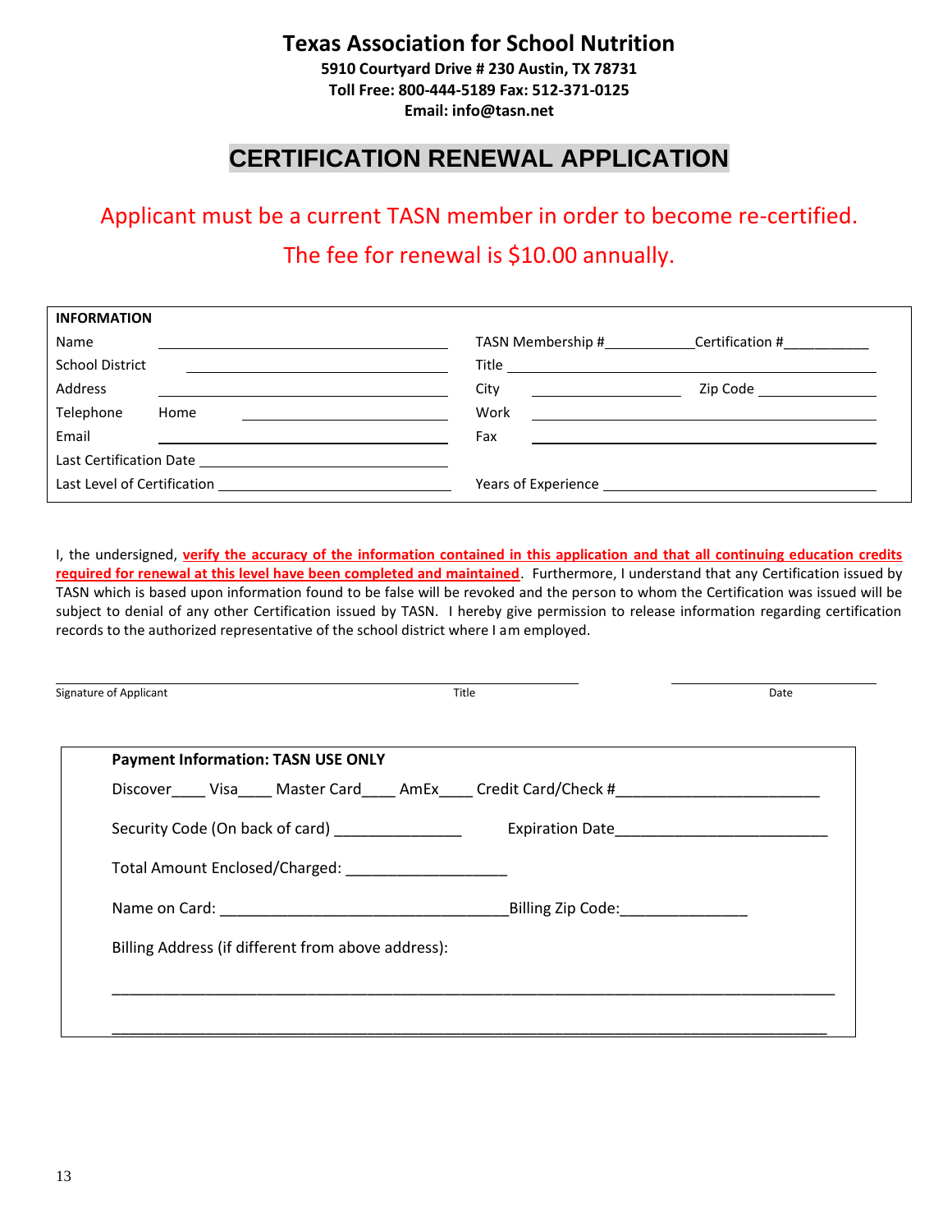# Texas Association for School Nutrition

**5910 Courtyard Drive # 230 Austin, TX 78731**
**Toll Free: 800-444-5189 Fax: 512-371-0125**
**Email: info@tasn.net**

## CERTIFICATION RENEWAL APPLICATION

Applicant must be a current TASN member in order to become re-certified.

The fee for renewal is $10.00 annually.

| **INFORMATION** | |
|---|---|
| Name ______________________ | TASN Membership #__________ Certification #__________ |
| School District ______________________ | Title ______________________ |
| Address ______________________ | City ______________ Zip Code ______________ |
| Telephone Home ______________________ | Work ______________________ |
| Email ______________________ | Fax ______________________ |
| Last Certification Date ______________________ | |
| Last Level of Certification ______________________ | Years of Experience ______________________ |

I, the undersigned, **verify the accuracy of the information contained in this application and that all continuing education credits required for renewal at this level have been completed and maintained**. Furthermore, I understand that any Certification issued by TASN which is based upon information found to be false will be revoked and the person to whom the Certification was issued will be subject to denial of any other Certification issued by TASN. I hereby give permission to release information regarding certification records to the authorized representative of the school district where I am employed.

______________________________________________ ______________________
Signature of Applicant Title Date

**Payment Information: TASN USE ONLY**

Discover____ Visa____ Master Card____ AmEx____ Credit Card/Check #_______________________

Security Code (On back of card) ______________ Expiration Date_______________________

Total Amount Enclosed/Charged: __________________

Name on Card: _________________________________Billing Zip Code:______________

Billing Address (if different from above address):

_______________________________________________________________________________

_______________________________________________________________________________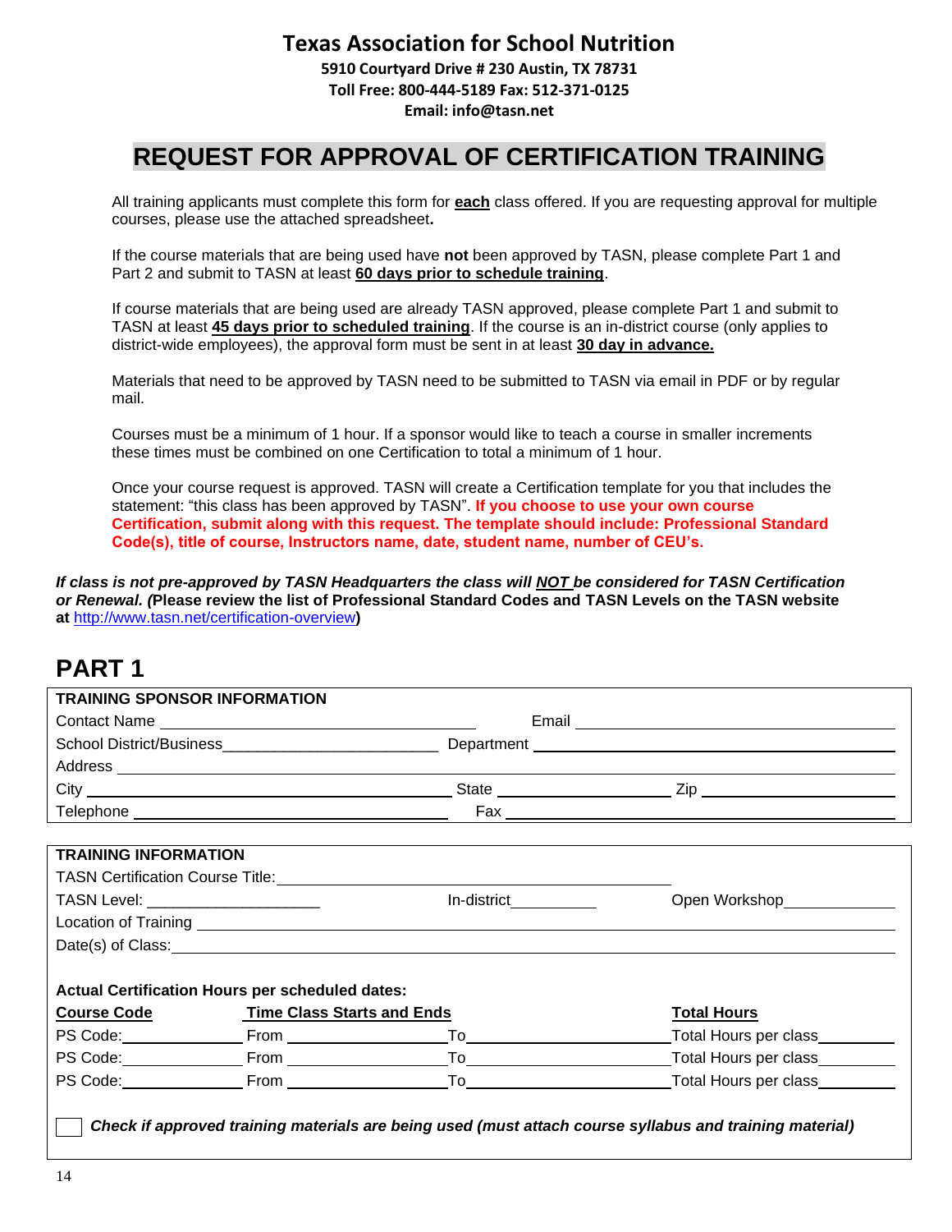# Texas Association for School Nutrition

**5910 Courtyard Drive # 230 Austin, TX 78731**
**Toll Free: 800-444-5189 Fax: 512-371-0125**
**Email: info@tasn.net**

## REQUEST FOR APPROVAL OF CERTIFICATION TRAINING

All training applicants must complete this form for **each** class offered. If you are requesting approval for multiple courses, please use the attached spreadsheet**.**

If the course materials that are being used have **not** been approved by TASN, please complete Part 1 and Part 2 and submit to TASN at least **60 days prior to schedule training**.

If course materials that are being used are already TASN approved, please complete Part 1 and submit to TASN at least **45 days prior to scheduled training**. If the course is an in-district course (only applies to district-wide employees), the approval form must be sent in at least **30 day in advance.**

Materials that need to be approved by TASN need to be submitted to TASN via email in PDF or by regular mail.

Courses must be a minimum of 1 hour. If a sponsor would like to teach a course in smaller increments these times must be combined on one Certification to total a minimum of 1 hour.

Once your course request is approved. TASN will create a Certification template for you that includes the statement: "this class has been approved by TASN". **If you choose to use your own course Certification, submit along with this request. The template should include: Professional Standard Code(s), title of course, Instructors name, date, student name, number of CEU's.**

***If class is not pre-approved by TASN Headquarters the class will NOT be considered for TASN Certification or Renewal. (*****Please review the list of Professional Standard Codes and TASN Levels on the TASN website at** http://www.tasn.net/certification-overview**)**

# PART 1

**TRAINING SPONSOR INFORMATION**

Contact Name ______________________ Email ______________________

School District/Business ______________________ Department ______________________

Address ______________________________________________

City ______________________ State ______________ Zip ______________

Telephone ______________________ Fax ______________________

**TRAINING INFORMATION**

TASN Certification Course Title: ______________________________________________

TASN Level: ______________ In-district __________ Open Workshop __________

Location of Training ______________________________________________

Date(s) of Class: ______________________________________________

**Actual Certification Hours per scheduled dates:**

| Course Code | Time Class Starts and Ends | | Total Hours |
|---|---|---|---|
| PS Code: ________ | From ____________ | To ____________ | Total Hours per class ________ |
| PS Code: ________ | From ____________ | To ____________ | Total Hours per class ________ |
| PS Code: ________ | From ____________ | To ____________ | Total Hours per class ________ |

☐ ***Check if approved training materials are being used (must attach course syllabus and training material)***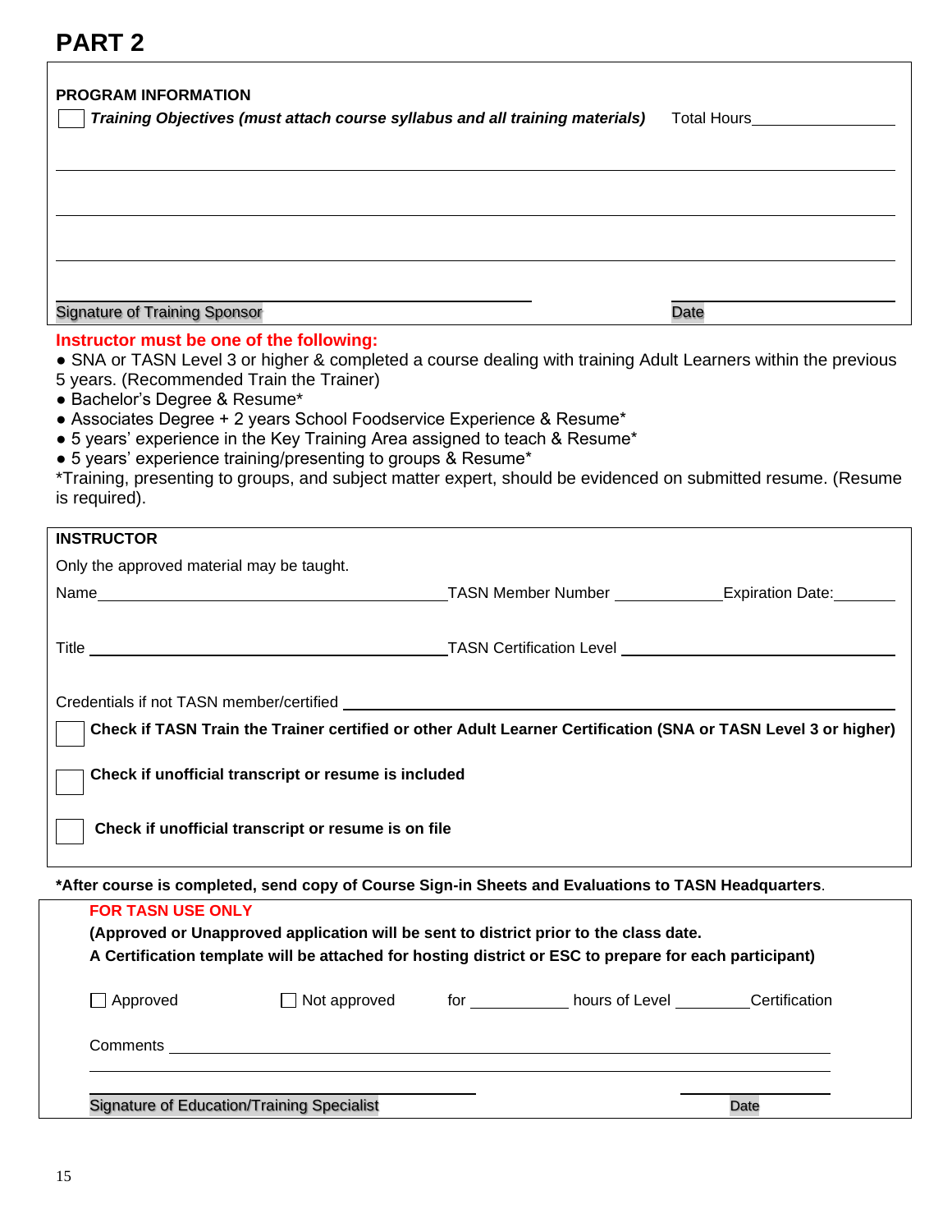# PART 2

**PROGRAM INFORMATION**

☐ ***Training Objectives (must attach course syllabus and all training materials)*** Total Hours_______________

_______________________________________________________________________________

_______________________________________________________________________________

_______________________________________________________________________________

Signature of Training Sponsor _______________________________ Date _______________

**Instructor must be one of the following:**

- SNA or TASN Level 3 or higher & completed a course dealing with training Adult Learners within the previous 5 years. (Recommended Train the Trainer)
- Bachelor's Degree & Resume*
- Associates Degree + 2 years School Foodservice Experience & Resume*
- 5 years' experience in the Key Training Area assigned to teach & Resume*
- 5 years' experience training/presenting to groups & Resume*

*Training, presenting to groups, and subject matter expert, should be evidenced on submitted resume. (Resume is required).

**INSTRUCTOR**

Only the approved material may be taught.

Name_______________________________ TASN Member Number ____________ Expiration Date:_______

Title _______________________________ TASN Certification Level ____________________________

Credentials if not TASN member/certified ________________________________________________

☐ **Check if TASN Train the Trainer certified or other Adult Learner Certification (SNA or TASN Level 3 or higher)**

☐ **Check if unofficial transcript or resume is included**

☐ **Check if unofficial transcript or resume is on file**

***After course is completed, send copy of Course Sign-in Sheets and Evaluations to TASN Headquarters**.

**FOR TASN USE ONLY**

**(Approved or Unapproved application will be sent to district prior to the class date.**
**A Certification template will be attached for hosting district or ESC to prepare for each participant)**

☐ Approved ☐ Not approved for ___________ hours of Level ________Certification

Comments _______________________________________________________________________

_______________________________________________________________________________

Signature of Education/Training Specialist _______________________________ Date _______________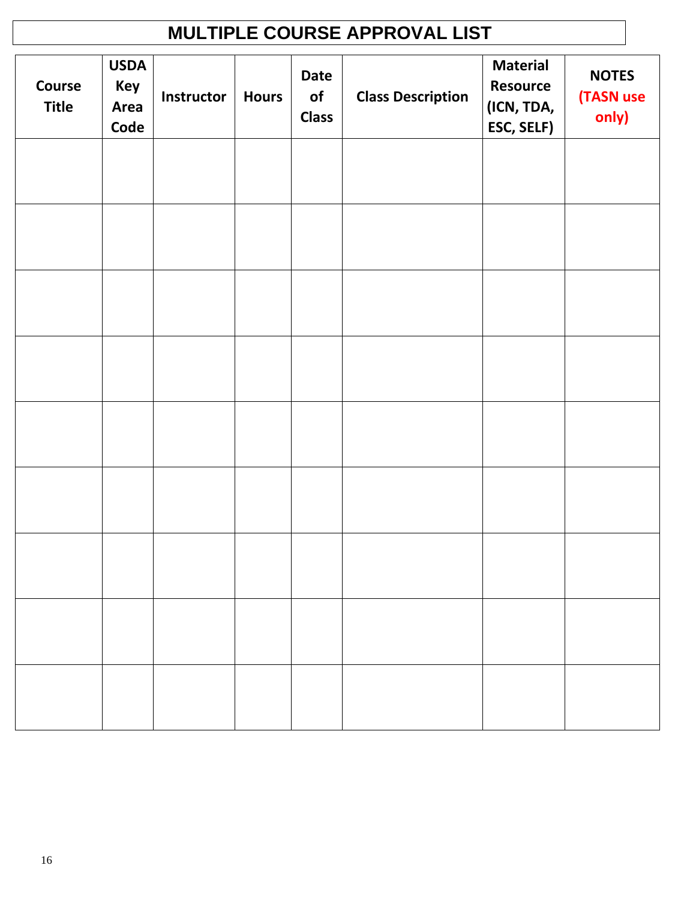# MULTIPLE COURSE APPROVAL LIST

| Course Title | USDA Key Area Code | Instructor | Hours | Date of Class | Class Description | Material Resource (ICN, TDA, ESC, SELF) | NOTES (TASN use only) |
|---|---|---|---|---|---|---|---|
| | | | | | | | |
| | | | | | | | |
| | | | | | | | |
| | | | | | | | |
| | | | | | | | |
| | | | | | | | |
| | | | | | | | |
| | | | | | | | |
| | | | | | | | |